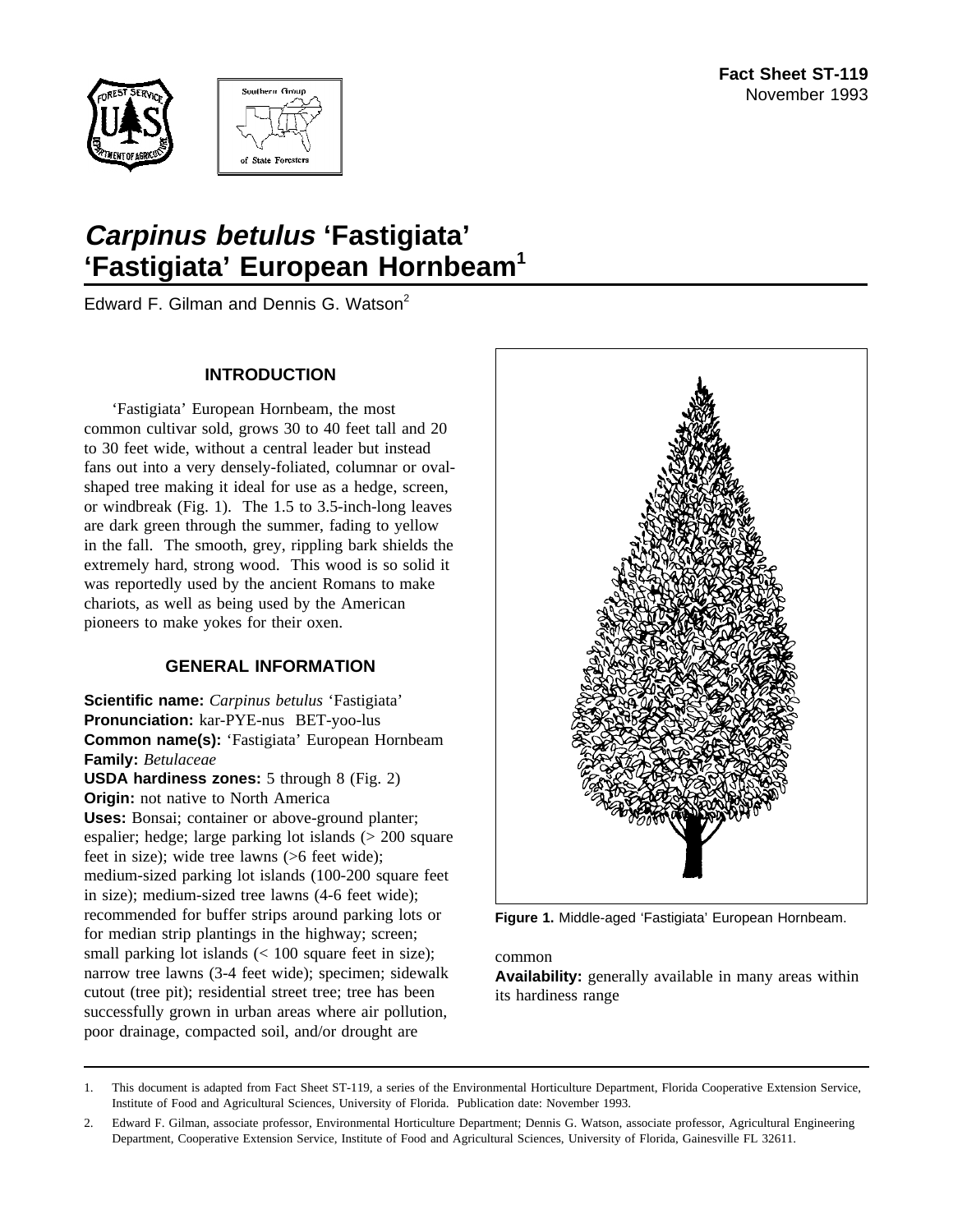**Fact Sheet ST-119**
November 1993

# *Carpinus betulus* 'Fastigiata' 'Fastigiata' European Hornbeam[1]

Edward F. Gilman and Dennis G. Watson[2]

## INTRODUCTION

'Fastigiata' European Hornbeam, the most common cultivar sold, grows 30 to 40 feet tall and 20 to 30 feet wide, without a central leader but instead fans out into a very densely-foliated, columnar or oval-shaped tree making it ideal for use as a hedge, screen, or windbreak (Fig. 1). The 1.5 to 3.5-inch-long leaves are dark green through the summer, fading to yellow in the fall. The smooth, grey, rippling bark shields the extremely hard, strong wood. This wood is so solid it was reportedly used by the ancient Romans to make chariots, as well as being used by the American pioneers to make yokes for their oxen.

## GENERAL INFORMATION

**Scientific name:** *Carpinus betulus* 'Fastigiata'
**Pronunciation:** kar-PYE-nus BET-yoo-lus
**Common name(s):** 'Fastigiata' European Hornbeam
**Family:** *Betulaceae*
**USDA hardiness zones:** 5 through 8 (Fig. 2)
**Origin:** not native to North America
**Uses:** Bonsai; container or above-ground planter; espalier; hedge; large parking lot islands (> 200 square feet in size); wide tree lawns (>6 feet wide); medium-sized parking lot islands (100-200 square feet in size); medium-sized tree lawns (4-6 feet wide); recommended for buffer strips around parking lots or for median strip plantings in the highway; screen; small parking lot islands (< 100 square feet in size); narrow tree lawns (3-4 feet wide); specimen; sidewalk cutout (tree pit); residential street tree; tree has been successfully grown in urban areas where air pollution, poor drainage, compacted soil, and/or drought are common
**Availability:** generally available in many areas within its hardiness range

**Figure 1.** Middle-aged 'Fastigiata' European Hornbeam.

1. This document is adapted from Fact Sheet ST-119, a series of the Environmental Horticulture Department, Florida Cooperative Extension Service, Institute of Food and Agricultural Sciences, University of Florida. Publication date: November 1993.
2. Edward F. Gilman, associate professor, Environmental Horticulture Department; Dennis G. Watson, associate professor, Agricultural Engineering Department, Cooperative Extension Service, Institute of Food and Agricultural Sciences, University of Florida, Gainesville FL 32611.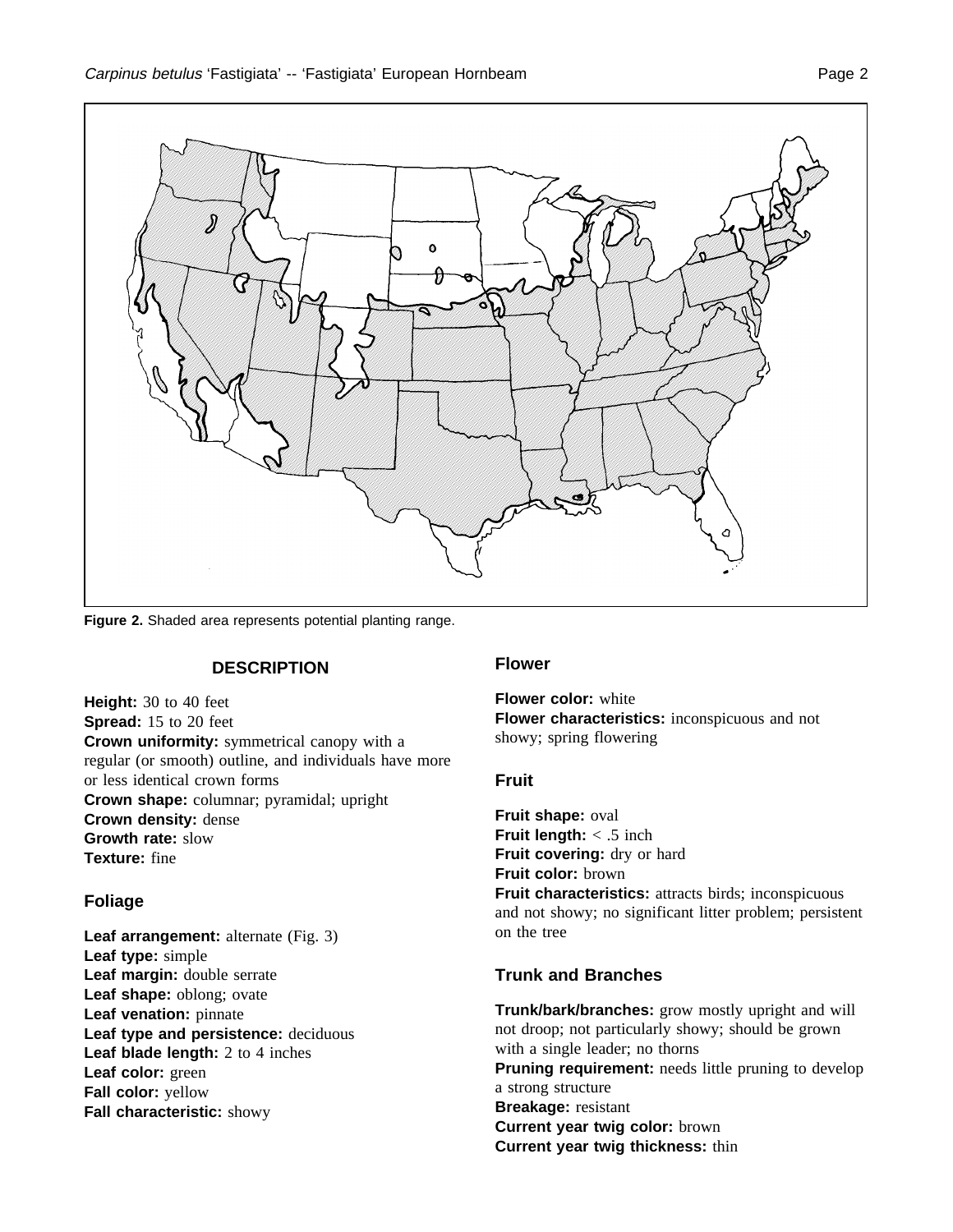**Figure 2.** Shaded area represents potential planting range.

## DESCRIPTION

**Height:** 30 to 40 feet
**Spread:** 15 to 20 feet
**Crown uniformity:** symmetrical canopy with a regular (or smooth) outline, and individuals have more or less identical crown forms
**Crown shape:** columnar; pyramidal; upright
**Crown density:** dense
**Growth rate:** slow
**Texture:** fine

### Foliage

**Leaf arrangement:** alternate (Fig. 3)
**Leaf type:** simple
**Leaf margin:** double serrate
**Leaf shape:** oblong; ovate
**Leaf venation:** pinnate
**Leaf type and persistence:** deciduous
**Leaf blade length:** 2 to 4 inches
**Leaf color:** green
**Fall color:** yellow
**Fall characteristic:** showy

### Flower

**Flower color:** white
**Flower characteristics:** inconspicuous and not showy; spring flowering

### Fruit

**Fruit shape:** oval
**Fruit length:** < .5 inch
**Fruit covering:** dry or hard
**Fruit color:** brown
**Fruit characteristics:** attracts birds; inconspicuous and not showy; no significant litter problem; persistent on the tree

### Trunk and Branches

**Trunk/bark/branches:** grow mostly upright and will not droop; not particularly showy; should be grown with a single leader; no thorns
**Pruning requirement:** needs little pruning to develop a strong structure
**Breakage:** resistant
**Current year twig color:** brown
**Current year twig thickness:** thin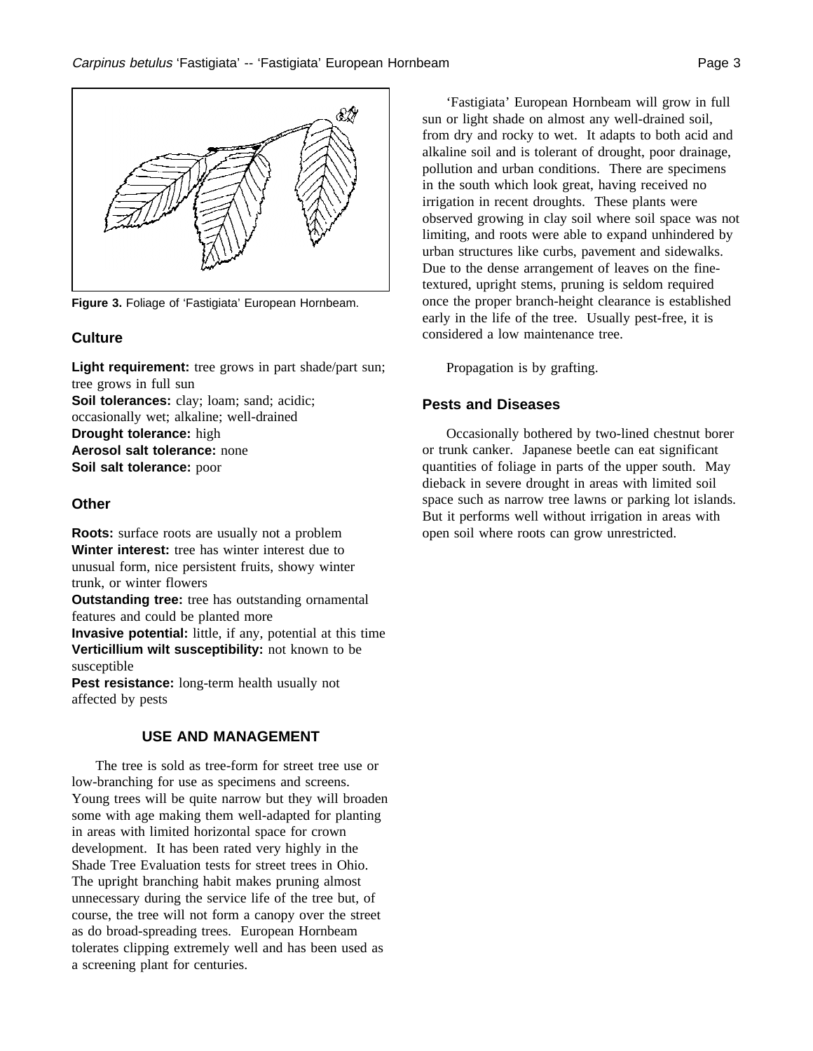Figure 3. Foliage of 'Fastigiata' European Hornbeam.

## Culture

**Light requirement:** tree grows in part shade/part sun; tree grows in full sun
**Soil tolerances:** clay; loam; sand; acidic; occasionally wet; alkaline; well-drained
**Drought tolerance:** high
**Aerosol salt tolerance:** none
**Soil salt tolerance:** poor

## Other

**Roots:** surface roots are usually not a problem
**Winter interest:** tree has winter interest due to unusual form, nice persistent fruits, showy winter trunk, or winter flowers
**Outstanding tree:** tree has outstanding ornamental features and could be planted more
**Invasive potential:** little, if any, potential at this time
**Verticillium wilt susceptibility:** not known to be susceptible
**Pest resistance:** long-term health usually not affected by pests

## USE AND MANAGEMENT

The tree is sold as tree-form for street tree use or low-branching for use as specimens and screens. Young trees will be quite narrow but they will broaden some with age making them well-adapted for planting in areas with limited horizontal space for crown development. It has been rated very highly in the Shade Tree Evaluation tests for street trees in Ohio. The upright branching habit makes pruning almost unnecessary during the service life of the tree but, of course, the tree will not form a canopy over the street as do broad-spreading trees. European Hornbeam tolerates clipping extremely well and has been used as a screening plant for centuries.

'Fastigiata' European Hornbeam will grow in full sun or light shade on almost any well-drained soil, from dry and rocky to wet. It adapts to both acid and alkaline soil and is tolerant of drought, poor drainage, pollution and urban conditions. There are specimens in the south which look great, having received no irrigation in recent droughts. These plants were observed growing in clay soil where soil space was not limiting, and roots were able to expand unhindered by urban structures like curbs, pavement and sidewalks. Due to the dense arrangement of leaves on the fine-textured, upright stems, pruning is seldom required once the proper branch-height clearance is established early in the life of the tree. Usually pest-free, it is considered a low maintenance tree.

Propagation is by grafting.

## Pests and Diseases

Occasionally bothered by two-lined chestnut borer or trunk canker. Japanese beetle can eat significant quantities of foliage in parts of the upper south. May dieback in severe drought in areas with limited soil space such as narrow tree lawns or parking lot islands. But it performs well without irrigation in areas with open soil where roots can grow unrestricted.